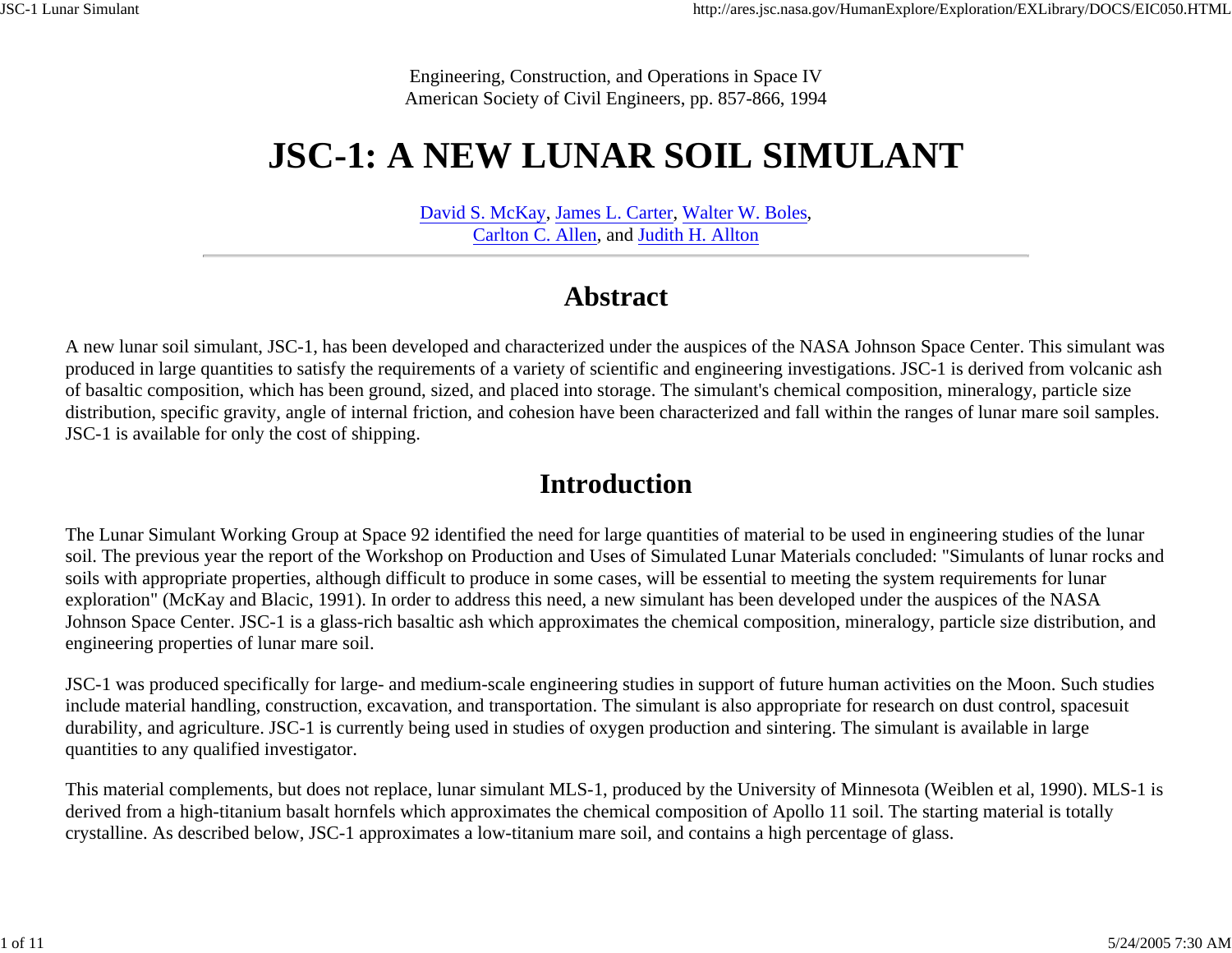Engineering, Construction, and Operations in Space IV
American Society of Civil Engineers, pp. 857-866, 1994

# JSC-1: A NEW LUNAR SOIL SIMULANT

David S. McKay, James L. Carter, Walter W. Boles,
Carlton C. Allen, and Judith H. Allton

---

## Abstract

A new lunar soil simulant, JSC-1, has been developed and characterized under the auspices of the NASA Johnson Space Center. This simulant was produced in large quantities to satisfy the requirements of a variety of scientific and engineering investigations. JSC-1 is derived from volcanic ash of basaltic composition, which has been ground, sized, and placed into storage. The simulant's chemical composition, mineralogy, particle size distribution, specific gravity, angle of internal friction, and cohesion have been characterized and fall within the ranges of lunar mare soil samples. JSC-1 is available for only the cost of shipping.

## Introduction

The Lunar Simulant Working Group at Space 92 identified the need for large quantities of material to be used in engineering studies of the lunar soil. The previous year the report of the Workshop on Production and Uses of Simulated Lunar Materials concluded: "Simulants of lunar rocks and soils with appropriate properties, although difficult to produce in some cases, will be essential to meeting the system requirements for lunar exploration" (McKay and Blacic, 1991). In order to address this need, a new simulant has been developed under the auspices of the NASA Johnson Space Center. JSC-1 is a glass-rich basaltic ash which approximates the chemical composition, mineralogy, particle size distribution, and engineering properties of lunar mare soil.

JSC-1 was produced specifically for large- and medium-scale engineering studies in support of future human activities on the Moon. Such studies include material handling, construction, excavation, and transportation. The simulant is also appropriate for research on dust control, spacesuit durability, and agriculture. JSC-1 is currently being used in studies of oxygen production and sintering. The simulant is available in large quantities to any qualified investigator.

This material complements, but does not replace, lunar simulant MLS-1, produced by the University of Minnesota (Weiblen et al, 1990). MLS-1 is derived from a high-titanium basalt hornfels which approximates the chemical composition of Apollo 11 soil. The starting material is totally crystalline. As described below, JSC-1 approximates a low-titanium mare soil, and contains a high percentage of glass.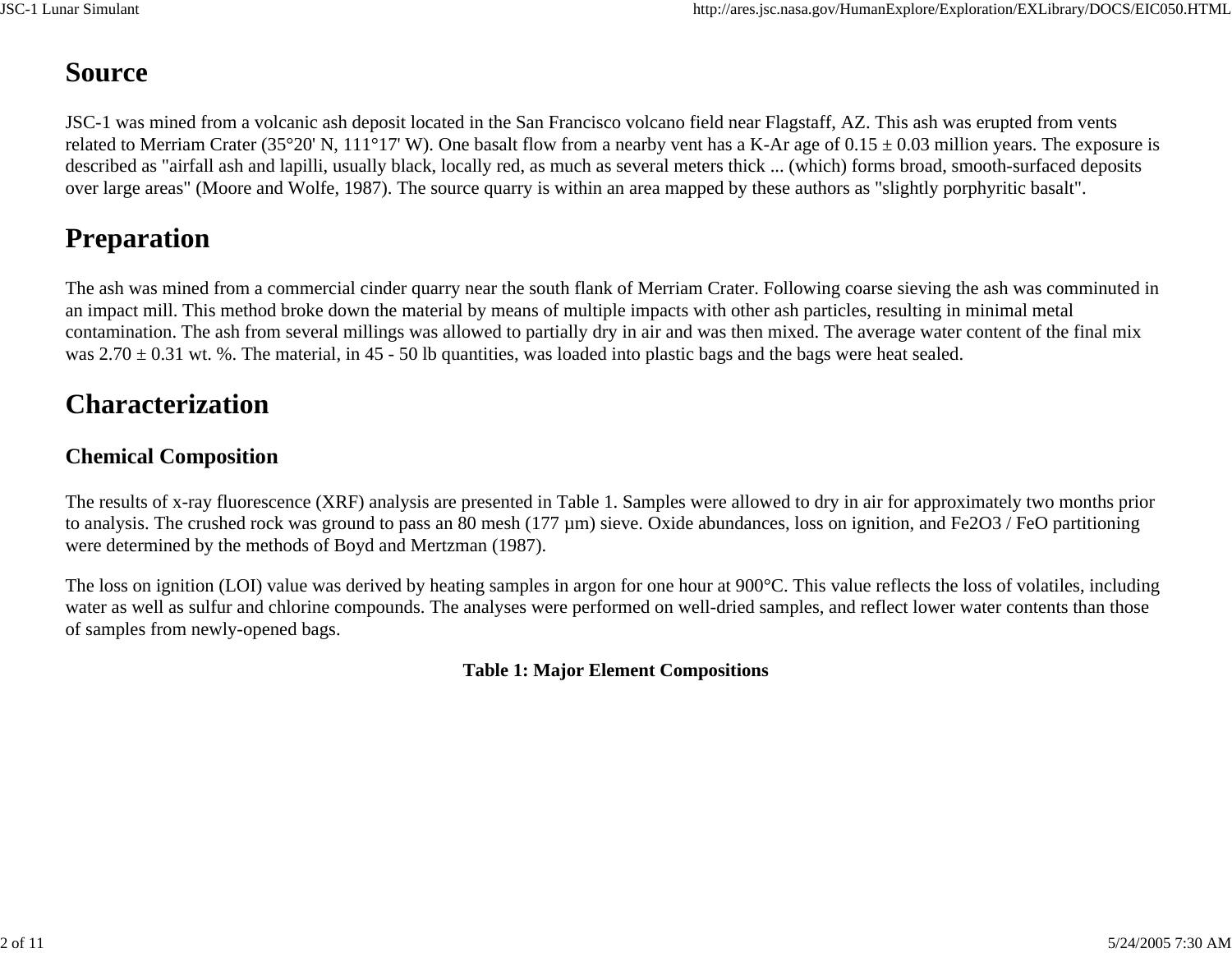# Source

JSC-1 was mined from a volcanic ash deposit located in the San Francisco volcano field near Flagstaff, AZ. This ash was erupted from vents related to Merriam Crater (35°20' N, 111°17' W). One basalt flow from a nearby vent has a K-Ar age of 0.15 ± 0.03 million years. The exposure is described as "airfall ash and lapilli, usually black, locally red, as much as several meters thick ... (which) forms broad, smooth-surfaced deposits over large areas" (Moore and Wolfe, 1987). The source quarry is within an area mapped by these authors as "slightly porphyritic basalt".

# Preparation

The ash was mined from a commercial cinder quarry near the south flank of Merriam Crater. Following coarse sieving the ash was comminuted in an impact mill. This method broke down the material by means of multiple impacts with other ash particles, resulting in minimal metal contamination. The ash from several millings was allowed to partially dry in air and was then mixed. The average water content of the final mix was 2.70 ± 0.31 wt. %. The material, in 45 - 50 lb quantities, was loaded into plastic bags and the bags were heat sealed.

# Characterization

## Chemical Composition

The results of x-ray fluorescence (XRF) analysis are presented in Table 1. Samples were allowed to dry in air for approximately two months prior to analysis. The crushed rock was ground to pass an 80 mesh (177 µm) sieve. Oxide abundances, loss on ignition, and $Fe_2O_3$ / FeO partitioning were determined by the methods of Boyd and Mertzman (1987).

The loss on ignition (LOI) value was derived by heating samples in argon for one hour at 900°C. This value reflects the loss of volatiles, including water as well as sulfur and chlorine compounds. The analyses were performed on well-dried samples, and reflect lower water contents than those of samples from newly-opened bags.

**Table 1: Major Element Compositions**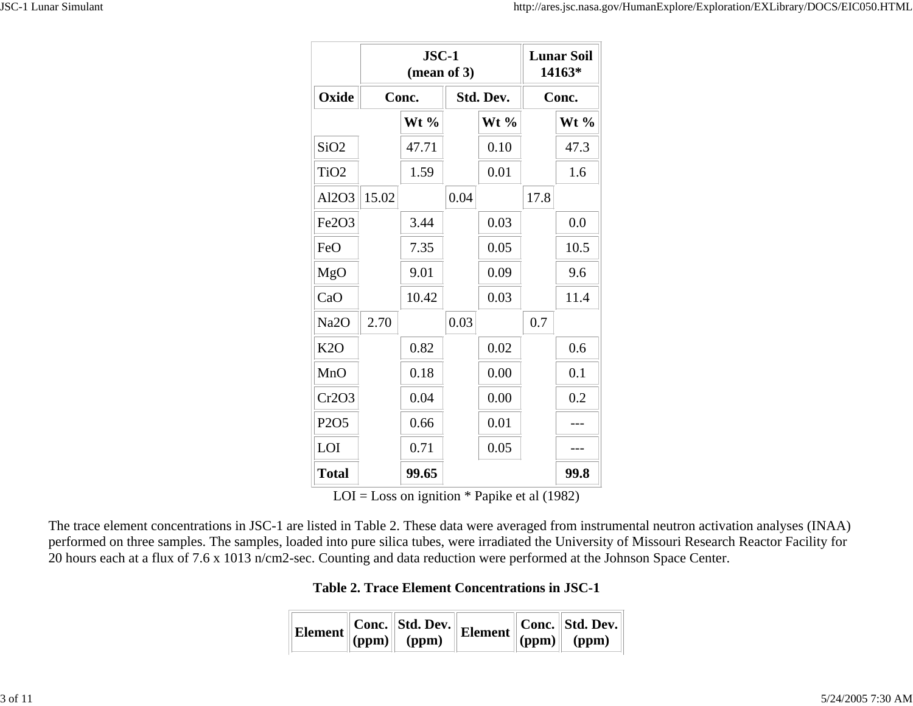| Oxide | JSC-1 (mean of 3) Conc. Wt % | JSC-1 (mean of 3) Std. Dev. Wt % | Lunar Soil 14163* Conc. Wt % |
|---|---|---|---|
| $SiO_2$ | 47.71 | 0.10 | 47.3 |
| $TiO_2$ | 1.59 | 0.01 | 1.6 |
| $Al_2O_3$ | 15.02 | 0.04 | 17.8 |
| $Fe_2O_3$ | 3.44 | 0.03 | 0.0 |
| FeO | 7.35 | 0.05 | 10.5 |
| MgO | 9.01 | 0.09 | 9.6 |
| CaO | 10.42 | 0.03 | 11.4 |
| $Na_2O$ | 2.70 | 0.03 | 0.7 |
| $K_2O$ | 0.82 | 0.02 | 0.6 |
| MnO | 0.18 | 0.00 | 0.1 |
| $Cr_2O_3$ | 0.04 | 0.00 | 0.2 |
| $P_2O_5$ | 0.66 | 0.01 | --- |
| LOI | 0.71 | 0.05 | --- |
| **Total** | **99.65** | | **99.8** |

LOI = Loss on ignition * Papike et al (1982)

The trace element concentrations in JSC-1 are listed in Table 2. These data were averaged from instrumental neutron activation analyses (INAA) performed on three samples. The samples, loaded into pure silica tubes, were irradiated the University of Missouri Research Reactor Facility for 20 hours each at a flux of 7.6 x 1013 n/cm2-sec. Counting and data reduction were performed at the Johnson Space Center.

**Table 2. Trace Element Concentrations in JSC-1**

| Element | Conc. (ppm) | Std. Dev. (ppm) | Element | Conc. (ppm) | Std. Dev. (ppm) |
|---|---|---|---|---|---|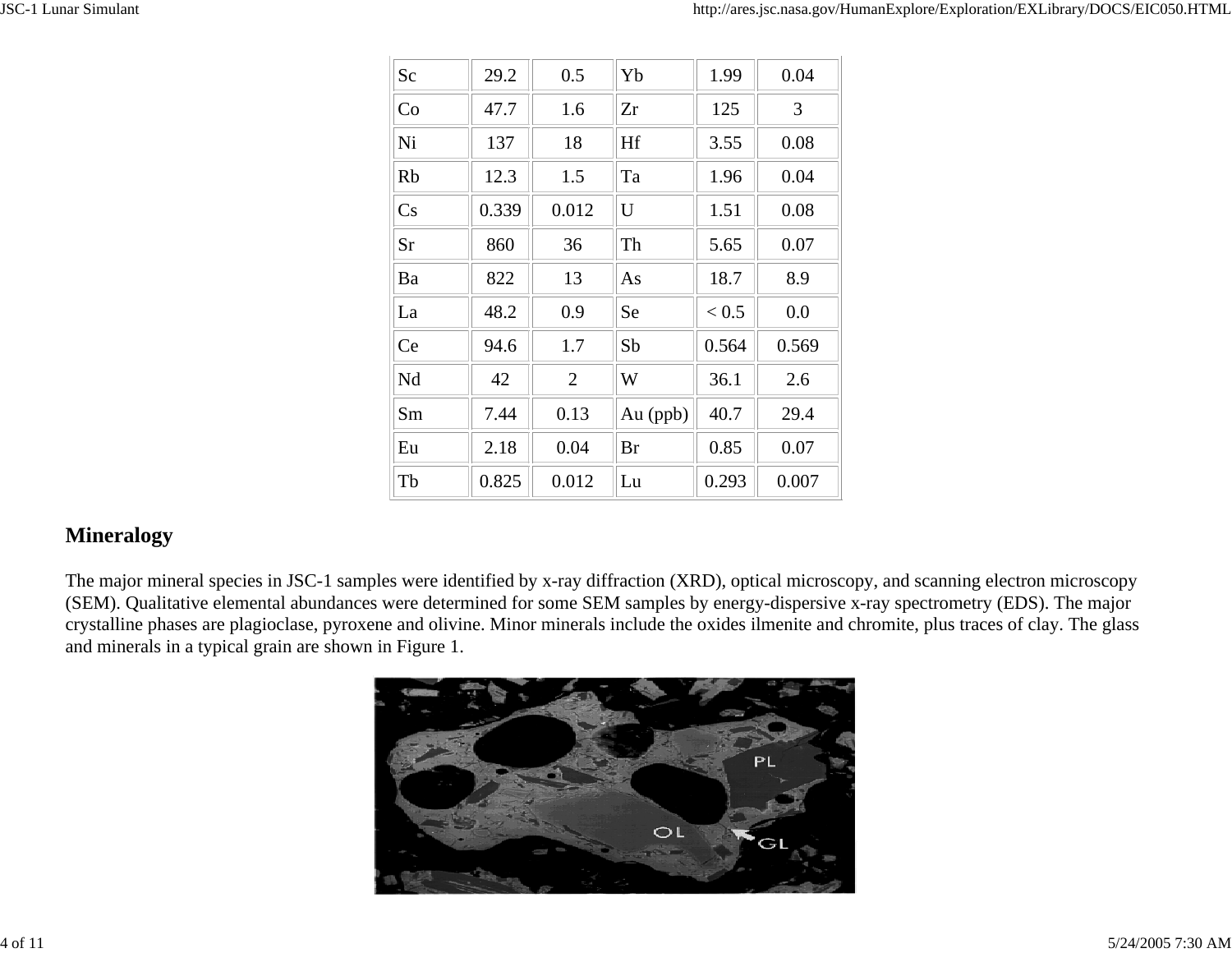| Sc | 29.2 | 0.5 | Yb | 1.99 | 0.04 |
|---|---|---|---|---|---|
| Co | 47.7 | 1.6 | Zr | 125 | 3 |
| Ni | 137 | 18 | Hf | 3.55 | 0.08 |
| Rb | 12.3 | 1.5 | Ta | 1.96 | 0.04 |
| Cs | 0.339 | 0.012 | U | 1.51 | 0.08 |
| Sr | 860 | 36 | Th | 5.65 | 0.07 |
| Ba | 822 | 13 | As | 18.7 | 8.9 |
| La | 48.2 | 0.9 | Se | < 0.5 | 0.0 |
| Ce | 94.6 | 1.7 | Sb | 0.564 | 0.569 |
| Nd | 42 | 2 | W | 36.1 | 2.6 |
| Sm | 7.44 | 0.13 | Au (ppb) | 40.7 | 29.4 |
| Eu | 2.18 | 0.04 | Br | 0.85 | 0.07 |
| Tb | 0.825 | 0.012 | Lu | 0.293 | 0.007 |

## Mineralogy

The major mineral species in JSC-1 samples were identified by x-ray diffraction (XRD), optical microscopy, and scanning electron microscopy (SEM). Qualitative elemental abundances were determined for some SEM samples by energy-dispersive x-ray spectrometry (EDS). The major crystalline phases are plagioclase, pyroxene and olivine. Minor minerals include the oxides ilmenite and chromite, plus traces of clay. The glass and minerals in a typical grain are shown in Figure 1.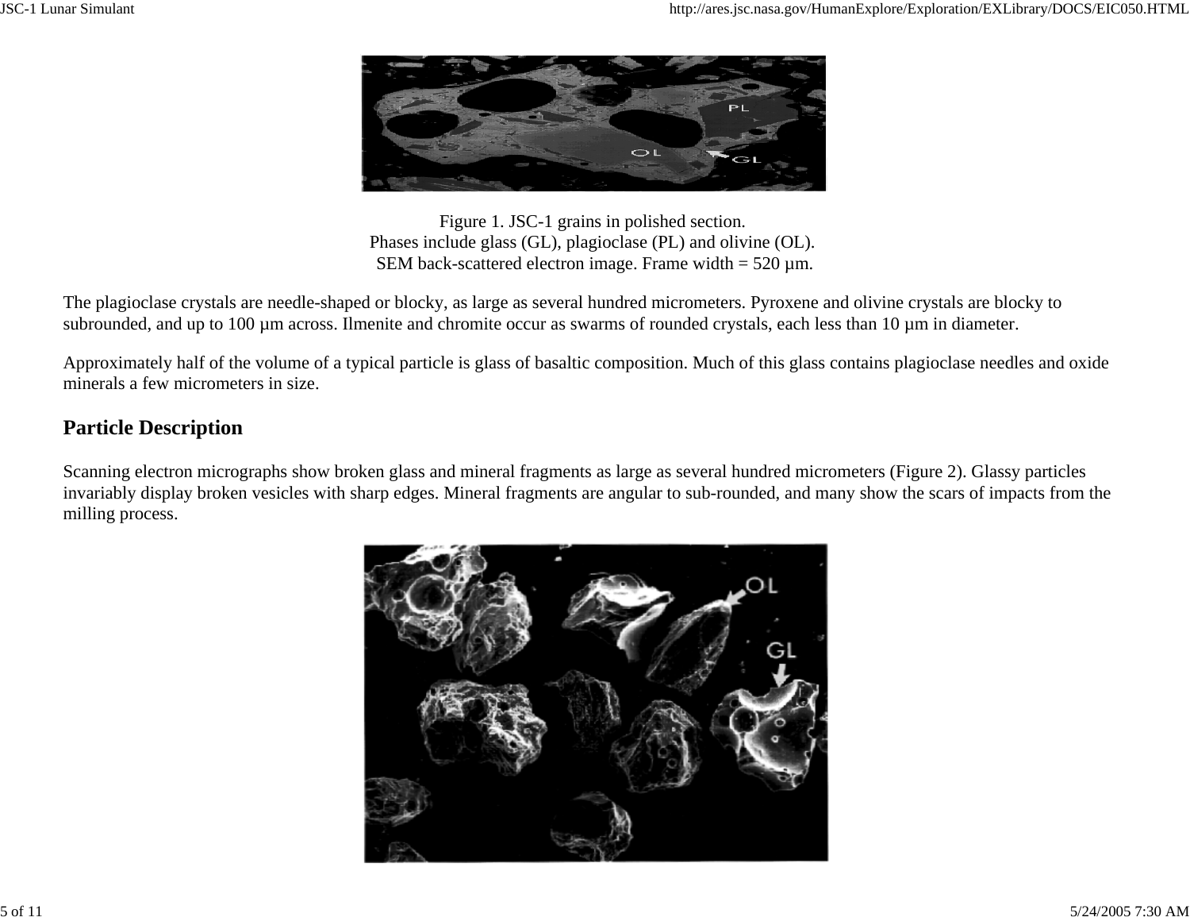Figure 1. JSC-1 grains in polished section.
Phases include glass (GL), plagioclase (PL) and olivine (OL).
SEM back-scattered electron image. Frame width = 520 µm.

The plagioclase crystals are needle-shaped or blocky, as large as several hundred micrometers. Pyroxene and olivine crystals are blocky to subrounded, and up to 100 µm across. Ilmenite and chromite occur as swarms of rounded crystals, each less than 10 µm in diameter.

Approximately half of the volume of a typical particle is glass of basaltic composition. Much of this glass contains plagioclase needles and oxide minerals a few micrometers in size.

## Particle Description

Scanning electron micrographs show broken glass and mineral fragments as large as several hundred micrometers (Figure 2). Glassy particles invariably display broken vesicles with sharp edges. Mineral fragments are angular to sub-rounded, and many show the scars of impacts from the milling process.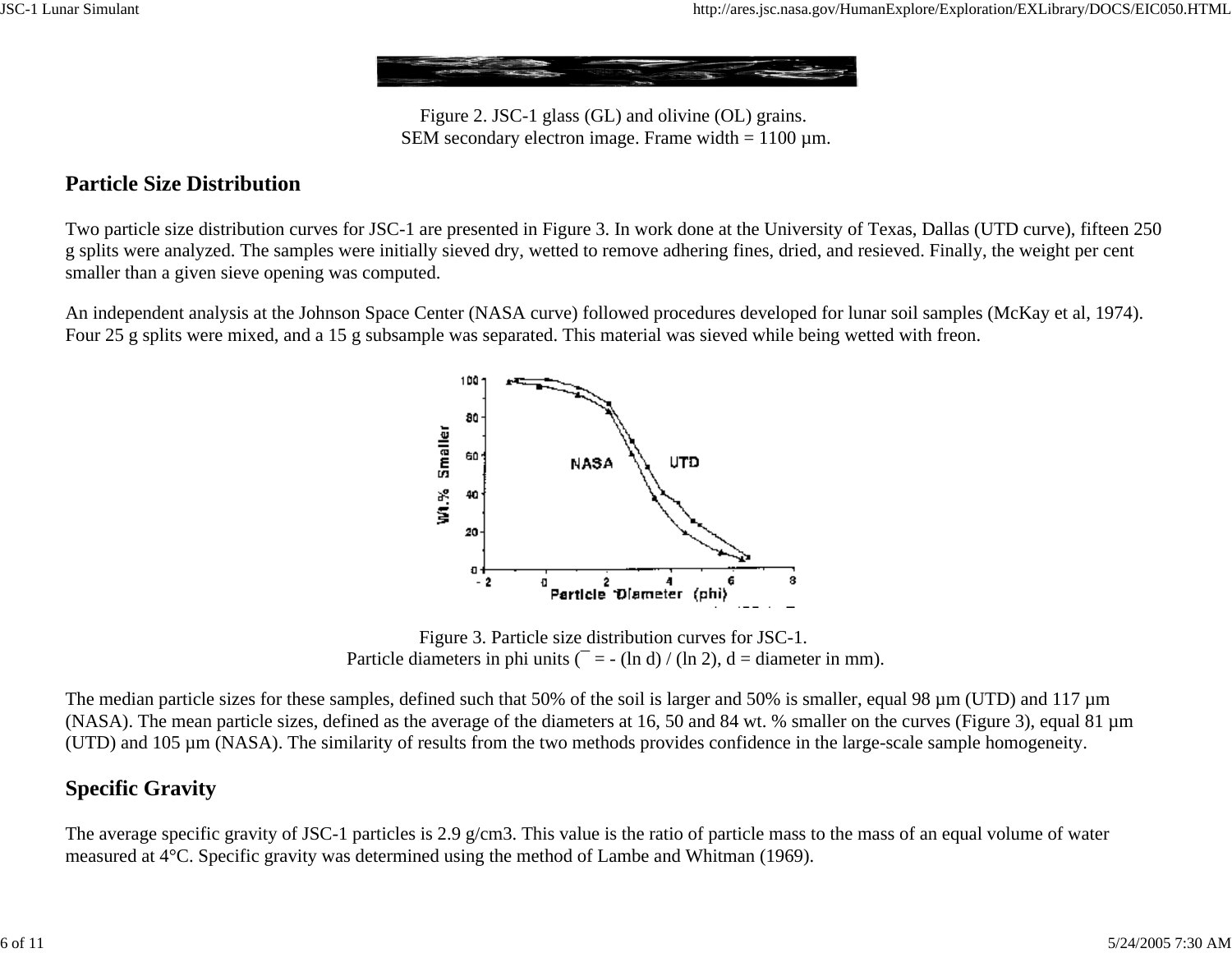Figure 2. JSC-1 glass (GL) and olivine (OL) grains.
SEM secondary electron image. Frame width = 1100 µm.

## Particle Size Distribution

Two particle size distribution curves for JSC-1 are presented in Figure 3. In work done at the University of Texas, Dallas (UTD curve), fifteen 250 g splits were analyzed. The samples were initially sieved dry, wetted to remove adhering fines, dried, and resieved. Finally, the weight per cent smaller than a given sieve opening was computed.

An independent analysis at the Johnson Space Center (NASA curve) followed procedures developed for lunar soil samples (McKay et al, 1974). Four 25 g splits were mixed, and a 15 g subsample was separated. This material was sieved while being wetted with freon.

Figure 3. Particle size distribution curves for JSC-1.
Particle diameters in phi units (¯ = - (ln d) / (ln 2), d = diameter in mm).

The median particle sizes for these samples, defined such that 50% of the soil is larger and 50% is smaller, equal 98 µm (UTD) and 117 µm (NASA). The mean particle sizes, defined as the average of the diameters at 16, 50 and 84 wt. % smaller on the curves (Figure 3), equal 81 µm (UTD) and 105 µm (NASA). The similarity of results from the two methods provides confidence in the large-scale sample homogeneity.

## Specific Gravity

The average specific gravity of JSC-1 particles is 2.9 g/cm3. This value is the ratio of particle mass to the mass of an equal volume of water measured at 4°C. Specific gravity was determined using the method of Lambe and Whitman (1969).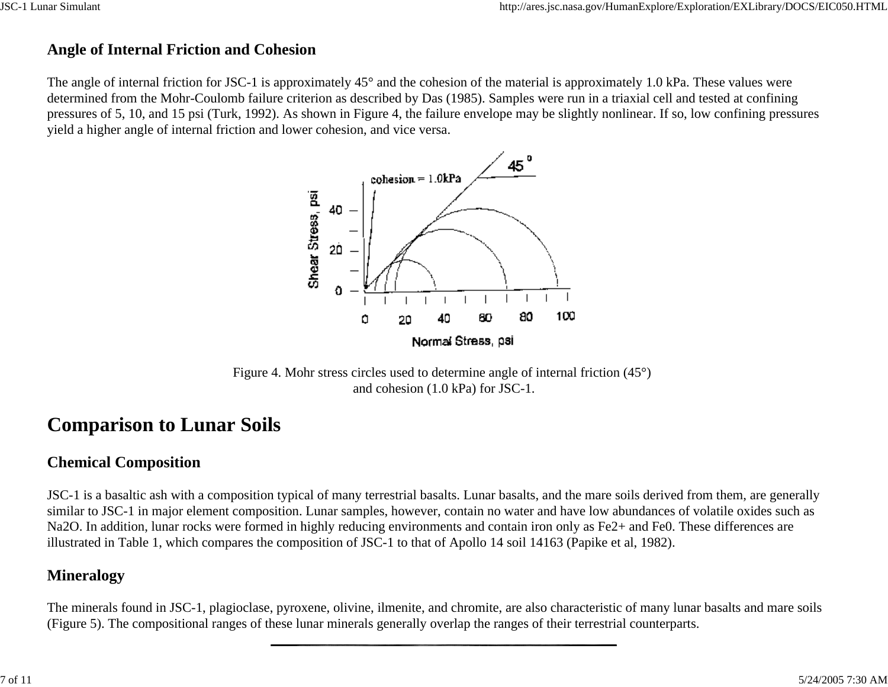### Angle of Internal Friction and Cohesion

The angle of internal friction for JSC-1 is approximately 45° and the cohesion of the material is approximately 1.0 kPa. These values were determined from the Mohr-Coulomb failure criterion as described by Das (1985). Samples were run in a triaxial cell and tested at confining pressures of 5, 10, and 15 psi (Turk, 1992). As shown in Figure 4, the failure envelope may be slightly nonlinear. If so, low confining pressures yield a higher angle of internal friction and lower cohesion, and vice versa.

Figure 4. Mohr stress circles used to determine angle of internal friction (45°) and cohesion (1.0 kPa) for JSC-1.

## Comparison to Lunar Soils

### Chemical Composition

JSC-1 is a basaltic ash with a composition typical of many terrestrial basalts. Lunar basalts, and the mare soils derived from them, are generally similar to JSC-1 in major element composition. Lunar samples, however, contain no water and have low abundances of volatile oxides such as $Na_2O$. In addition, lunar rocks were formed in highly reducing environments and contain iron only as $Fe^{2+}$ and $Fe^0$. These differences are illustrated in Table 1, which compares the composition of JSC-1 to that of Apollo 14 soil 14163 (Papike et al, 1982).

### Mineralogy

The minerals found in JSC-1, plagioclase, pyroxene, olivine, ilmenite, and chromite, are also characteristic of many lunar basalts and mare soils (Figure 5). The compositional ranges of these lunar minerals generally overlap the ranges of their terrestrial counterparts.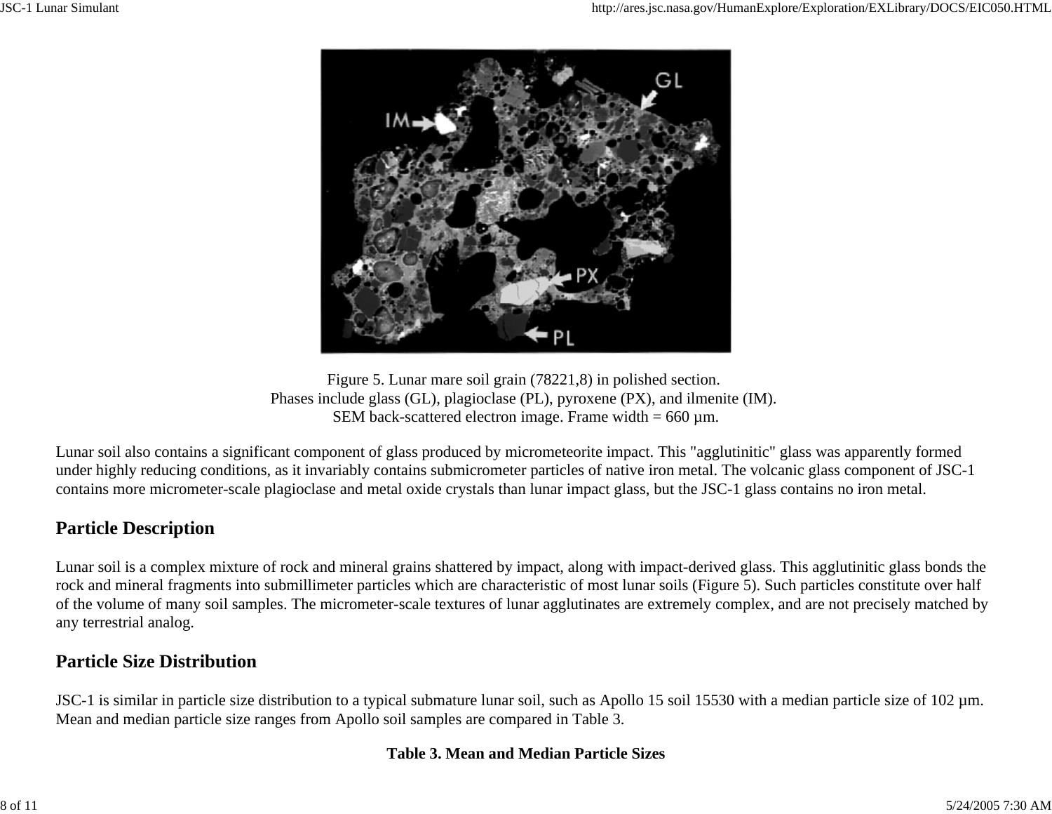Figure 5. Lunar mare soil grain (78221,8) in polished section.
Phases include glass (GL), plagioclase (PL), pyroxene (PX), and ilmenite (IM).
SEM back-scattered electron image. Frame width = 660 µm.

Lunar soil also contains a significant component of glass produced by micrometeorite impact. This "agglutinitic" glass was apparently formed under highly reducing conditions, as it invariably contains submicrometer particles of native iron metal. The volcanic glass component of JSC-1 contains more micrometer-scale plagioclase and metal oxide crystals than lunar impact glass, but the JSC-1 glass contains no iron metal.

## Particle Description

Lunar soil is a complex mixture of rock and mineral grains shattered by impact, along with impact-derived glass. This agglutinitic glass bonds the rock and mineral fragments into submillimeter particles which are characteristic of most lunar soils (Figure 5). Such particles constitute over half of the volume of many soil samples. The micrometer-scale textures of lunar agglutinates are extremely complex, and are not precisely matched by any terrestrial analog.

## Particle Size Distribution

JSC-1 is similar in particle size distribution to a typical submature lunar soil, such as Apollo 15 soil 15530 with a median particle size of 102 µm. Mean and median particle size ranges from Apollo soil samples are compared in Table 3.

**Table 3. Mean and Median Particle Sizes**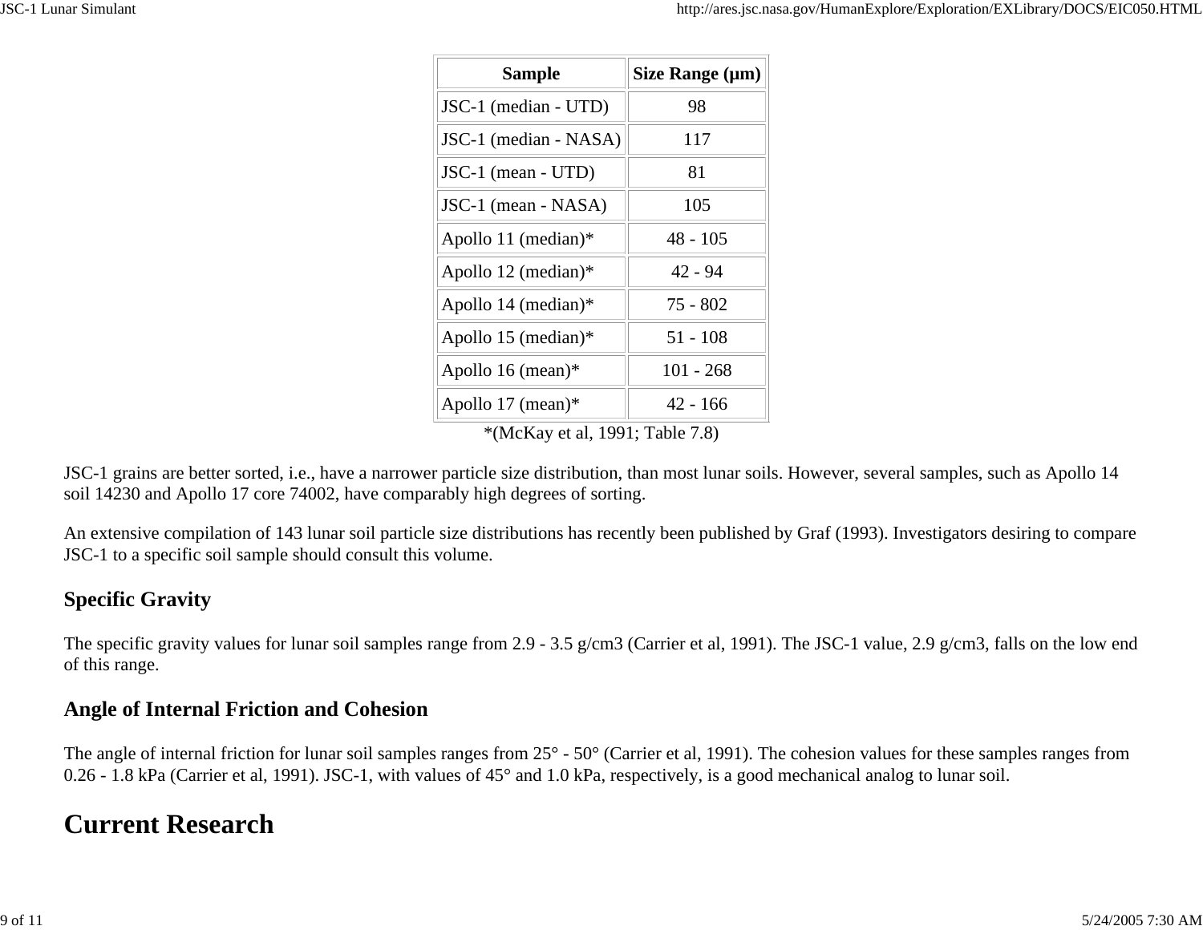| Sample | Size Range (μm) |
|---|---|
| JSC-1 (median - UTD) | 98 |
| JSC-1 (median - NASA) | 117 |
| JSC-1 (mean - UTD) | 81 |
| JSC-1 (mean - NASA) | 105 |
| Apollo 11 (median)* | 48 - 105 |
| Apollo 12 (median)* | 42 - 94 |
| Apollo 14 (median)* | 75 - 802 |
| Apollo 15 (median)* | 51 - 108 |
| Apollo 16 (mean)* | 101 - 268 |
| Apollo 17 (mean)* | 42 - 166 |

*(McKay et al, 1991; Table 7.8)

JSC-1 grains are better sorted, i.e., have a narrower particle size distribution, than most lunar soils. However, several samples, such as Apollo 14 soil 14230 and Apollo 17 core 74002, have comparably high degrees of sorting.

An extensive compilation of 143 lunar soil particle size distributions has recently been published by Graf (1993). Investigators desiring to compare JSC-1 to a specific soil sample should consult this volume.

### Specific Gravity

The specific gravity values for lunar soil samples range from 2.9 - 3.5 g/cm3 (Carrier et al, 1991). The JSC-1 value, 2.9 g/cm3, falls on the low end of this range.

### Angle of Internal Friction and Cohesion

The angle of internal friction for lunar soil samples ranges from 25° - 50° (Carrier et al, 1991). The cohesion values for these samples ranges from 0.26 - 1.8 kPa (Carrier et al, 1991). JSC-1, with values of 45° and 1.0 kPa, respectively, is a good mechanical analog to lunar soil.

## Current Research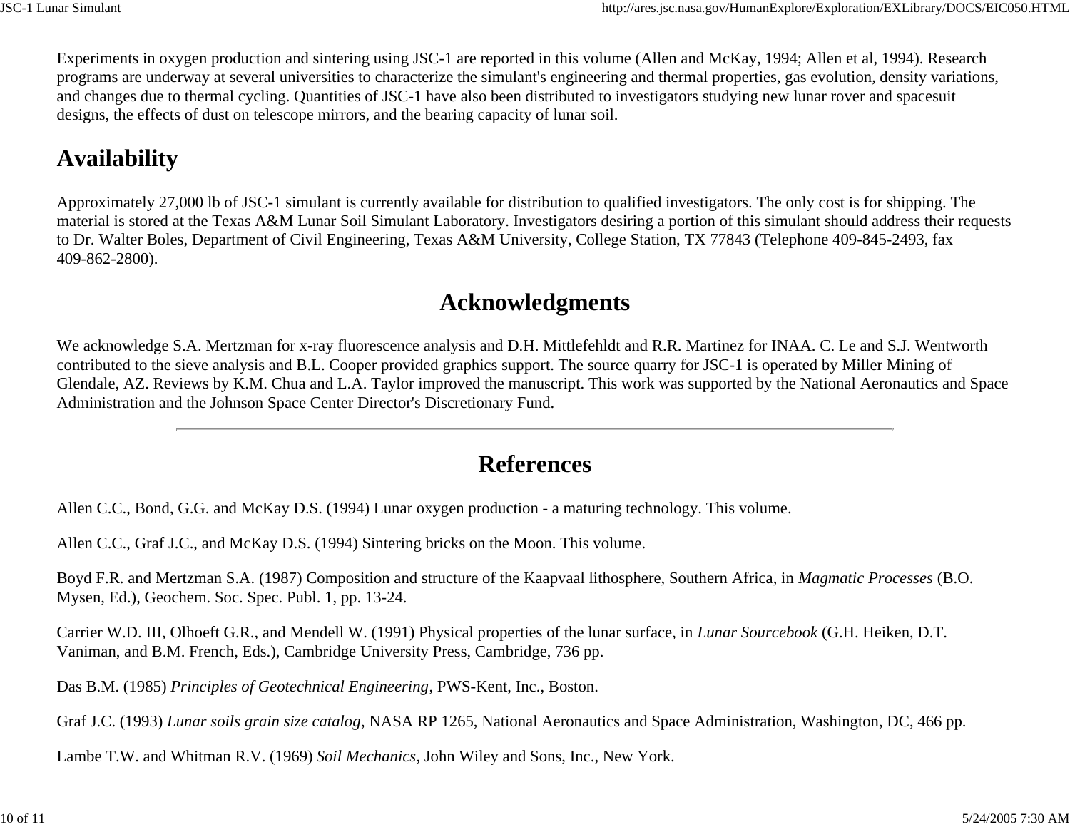Experiments in oxygen production and sintering using JSC-1 are reported in this volume (Allen and McKay, 1994; Allen et al, 1994). Research programs are underway at several universities to characterize the simulant's engineering and thermal properties, gas evolution, density variations, and changes due to thermal cycling. Quantities of JSC-1 have also been distributed to investigators studying new lunar rover and spacesuit designs, the effects of dust on telescope mirrors, and the bearing capacity of lunar soil.

## Availability

Approximately 27,000 lb of JSC-1 simulant is currently available for distribution to qualified investigators. The only cost is for shipping. The material is stored at the Texas A&M Lunar Soil Simulant Laboratory. Investigators desiring a portion of this simulant should address their requests to Dr. Walter Boles, Department of Civil Engineering, Texas A&M University, College Station, TX 77843 (Telephone 409-845-2493, fax 409-862-2800).

## Acknowledgments

We acknowledge S.A. Mertzman for x-ray fluorescence analysis and D.H. Mittlefehldt and R.R. Martinez for INAA. C. Le and S.J. Wentworth contributed to the sieve analysis and B.L. Cooper provided graphics support. The source quarry for JSC-1 is operated by Miller Mining of Glendale, AZ. Reviews by K.M. Chua and L.A. Taylor improved the manuscript. This work was supported by the National Aeronautics and Space Administration and the Johnson Space Center Director's Discretionary Fund.

---

## References

Allen C.C., Bond, G.G. and McKay D.S. (1994) Lunar oxygen production - a maturing technology. This volume.

Allen C.C., Graf J.C., and McKay D.S. (1994) Sintering bricks on the Moon. This volume.

Boyd F.R. and Mertzman S.A. (1987) Composition and structure of the Kaapvaal lithosphere, Southern Africa, in *Magmatic Processes* (B.O. Mysen, Ed.), Geochem. Soc. Spec. Publ. 1, pp. 13-24.

Carrier W.D. III, Olhoeft G.R., and Mendell W. (1991) Physical properties of the lunar surface, in *Lunar Sourcebook* (G.H. Heiken, D.T. Vaniman, and B.M. French, Eds.), Cambridge University Press, Cambridge, 736 pp.

Das B.M. (1985) *Principles of Geotechnical Engineering*, PWS-Kent, Inc., Boston.

Graf J.C. (1993) *Lunar soils grain size catalog*, NASA RP 1265, National Aeronautics and Space Administration, Washington, DC, 466 pp.

Lambe T.W. and Whitman R.V. (1969) *Soil Mechanics*, John Wiley and Sons, Inc., New York.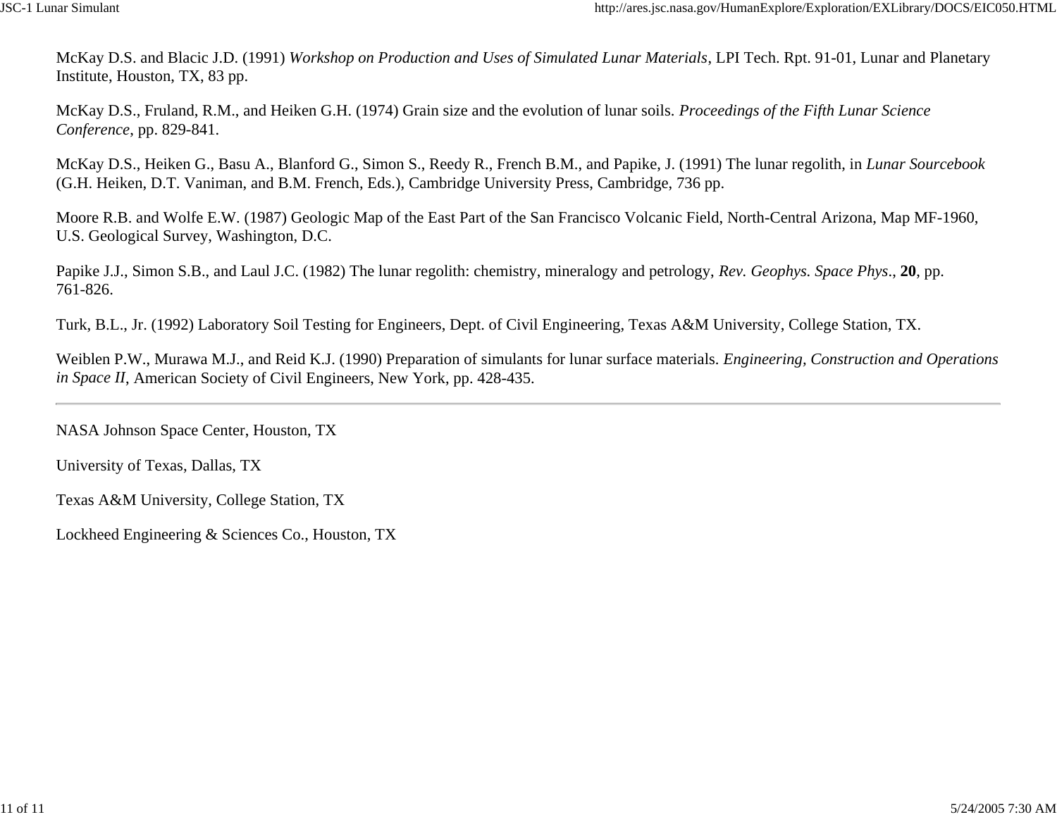McKay D.S. and Blacic J.D. (1991) *Workshop on Production and Uses of Simulated Lunar Materials*, LPI Tech. Rpt. 91-01, Lunar and Planetary Institute, Houston, TX, 83 pp.

McKay D.S., Fruland, R.M., and Heiken G.H. (1974) Grain size and the evolution of lunar soils. *Proceedings of the Fifth Lunar Science Conference*, pp. 829-841.

McKay D.S., Heiken G., Basu A., Blanford G., Simon S., Reedy R., French B.M., and Papike, J. (1991) The lunar regolith, in *Lunar Sourcebook* (G.H. Heiken, D.T. Vaniman, and B.M. French, Eds.), Cambridge University Press, Cambridge, 736 pp.

Moore R.B. and Wolfe E.W. (1987) Geologic Map of the East Part of the San Francisco Volcanic Field, North-Central Arizona, Map MF-1960, U.S. Geological Survey, Washington, D.C.

Papike J.J., Simon S.B., and Laul J.C. (1982) The lunar regolith: chemistry, mineralogy and petrology, *Rev. Geophys. Space Phys.*, **20**, pp. 761-826.

Turk, B.L., Jr. (1992) Laboratory Soil Testing for Engineers, Dept. of Civil Engineering, Texas A&M University, College Station, TX.

Weiblen P.W., Murawa M.J., and Reid K.J. (1990) Preparation of simulants for lunar surface materials. *Engineering, Construction and Operations in Space II*, American Society of Civil Engineers, New York, pp. 428-435.

---

NASA Johnson Space Center, Houston, TX

University of Texas, Dallas, TX

Texas A&M University, College Station, TX

Lockheed Engineering & Sciences Co., Houston, TX